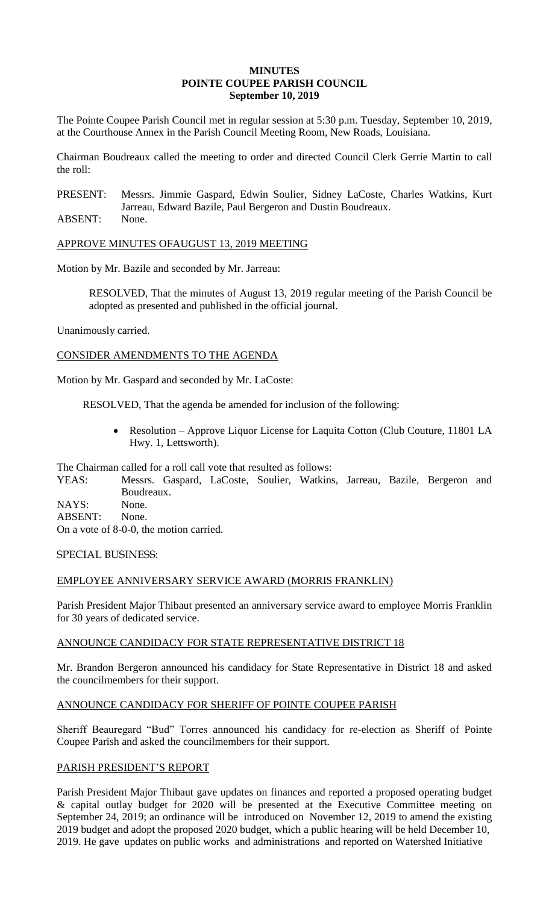# MINUTES
# POINTE COUPEE PARISH COUNCIL
## September 10, 2019

The Pointe Coupee Parish Council met in regular session at 5:30 p.m. Tuesday, September 10, 2019, at the Courthouse Annex in the Parish Council Meeting Room, New Roads, Louisiana.

Chairman Boudreaux called the meeting to order and directed Council Clerk Gerrie Martin to call the roll:

PRESENT: Messrs. Jimmie Gaspard, Edwin Soulier, Sidney LaCoste, Charles Watkins, Kurt Jarreau, Edward Bazile, Paul Bergeron and Dustin Boudreaux.
ABSENT: None.

APPROVE MINUTES OFAUGUST 13, 2019 MEETING

Motion by Mr. Bazile and seconded by Mr. Jarreau:

> RESOLVED, That the minutes of August 13, 2019 regular meeting of the Parish Council be adopted as presented and published in the official journal.

Unanimously carried.

CONSIDER AMENDMENTS TO THE AGENDA

Motion by Mr. Gaspard and seconded by Mr. LaCoste:

> RESOLVED, That the agenda be amended for inclusion of the following:
>
> - Resolution – Approve Liquor License for Laquita Cotton (Club Couture, 11801 LA Hwy. 1, Lettsworth).

The Chairman called for a roll call vote that resulted as follows:
YEAS: Messrs. Gaspard, LaCoste, Soulier, Watkins, Jarreau, Bazile, Bergeron and Boudreaux.
NAYS: None.
ABSENT: None.
On a vote of 8-0-0, the motion carried.

SPECIAL BUSINESS:

EMPLOYEE ANNIVERSARY SERVICE AWARD (MORRIS FRANKLIN)

Parish President Major Thibaut presented an anniversary service award to employee Morris Franklin for 30 years of dedicated service.

ANNOUNCE CANDIDACY FOR STATE REPRESENTATIVE DISTRICT 18

Mr. Brandon Bergeron announced his candidacy for State Representative in District 18 and asked the councilmembers for their support.

ANNOUNCE CANDIDACY FOR SHERIFF OF POINTE COUPEE PARISH

Sheriff Beauregard "Bud" Torres announced his candidacy for re-election as Sheriff of Pointe Coupee Parish and asked the councilmembers for their support.

PARISH PRESIDENT'S REPORT

Parish President Major Thibaut gave updates on finances and reported a proposed operating budget & capital outlay budget for 2020 will be presented at the Executive Committee meeting on September 24, 2019; an ordinance will be introduced on November 12, 2019 to amend the existing 2019 budget and adopt the proposed 2020 budget, which a public hearing will be held December 10, 2019. He gave updates on public works and administrations and reported on Watershed Initiative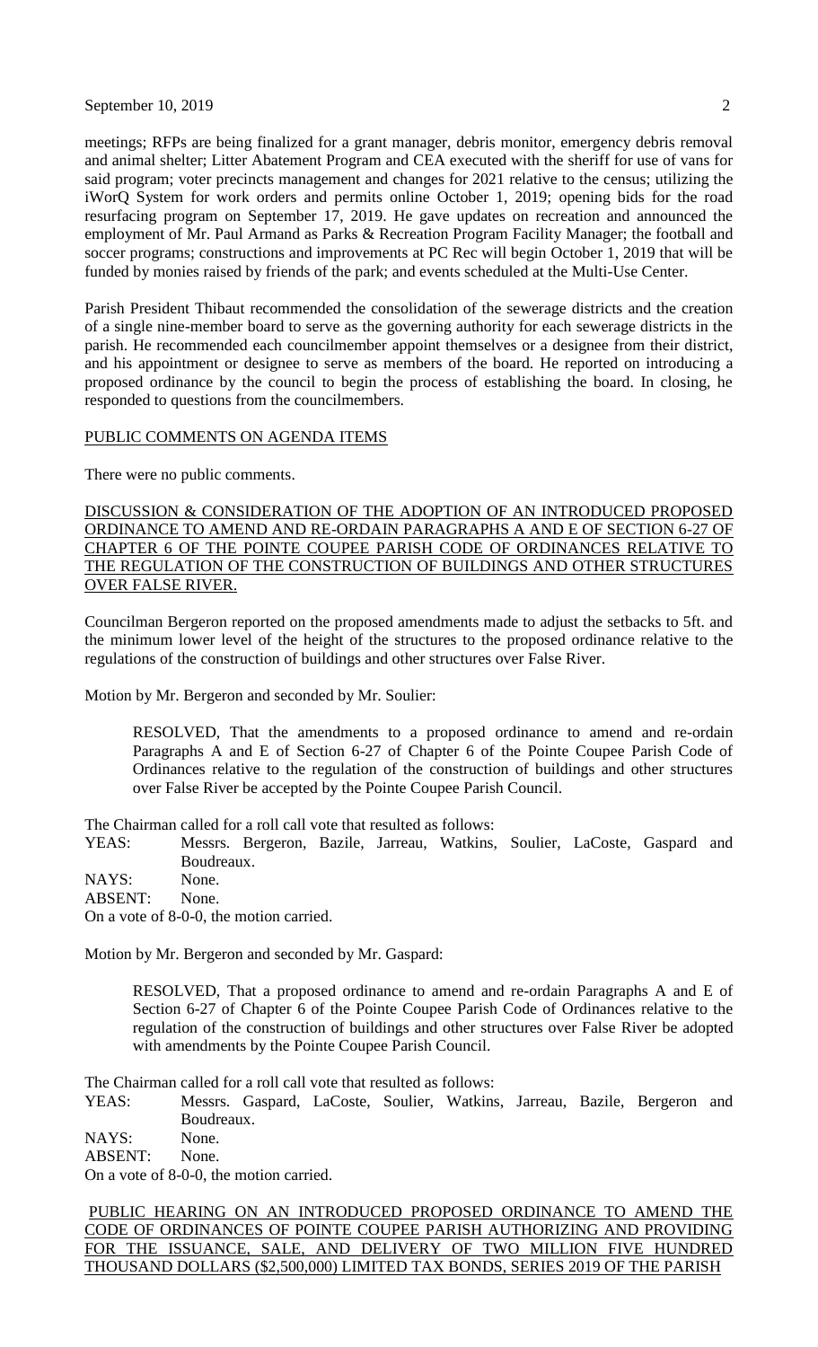meetings; RFPs are being finalized for a grant manager, debris monitor, emergency debris removal and animal shelter; Litter Abatement Program and CEA executed with the sheriff for use of vans for said program; voter precincts management and changes for 2021 relative to the census; utilizing the iWorQ System for work orders and permits online October 1, 2019; opening bids for the road resurfacing program on September 17, 2019. He gave updates on recreation and announced the employment of Mr. Paul Armand as Parks & Recreation Program Facility Manager; the football and soccer programs; constructions and improvements at PC Rec will begin October 1, 2019 that will be funded by monies raised by friends of the park; and events scheduled at the Multi-Use Center.

Parish President Thibaut recommended the consolidation of the sewerage districts and the creation of a single nine-member board to serve as the governing authority for each sewerage districts in the parish. He recommended each councilmember appoint themselves or a designee from their district, and his appointment or designee to serve as members of the board. He reported on introducing a proposed ordinance by the council to begin the process of establishing the board. In closing, he responded to questions from the councilmembers.

PUBLIC COMMENTS ON AGENDA ITEMS

There were no public comments.

DISCUSSION & CONSIDERATION OF THE ADOPTION OF AN INTRODUCED PROPOSED ORDINANCE TO AMEND AND RE-ORDAIN PARAGRAPHS A AND E OF SECTION 6-27 OF CHAPTER 6 OF THE POINTE COUPEE PARISH CODE OF ORDINANCES RELATIVE TO THE REGULATION OF THE CONSTRUCTION OF BUILDINGS AND OTHER STRUCTURES OVER FALSE RIVER.

Councilman Bergeron reported on the proposed amendments made to adjust the setbacks to 5ft. and the minimum lower level of the height of the structures to the proposed ordinance relative to the regulations of the construction of buildings and other structures over False River.

Motion by Mr. Bergeron and seconded by Mr. Soulier:

> RESOLVED, That the amendments to a proposed ordinance to amend and re-ordain Paragraphs A and E of Section 6-27 of Chapter 6 of the Pointe Coupee Parish Code of Ordinances relative to the regulation of the construction of buildings and other structures over False River be accepted by the Pointe Coupee Parish Council.

The Chairman called for a roll call vote that resulted as follows:

YEAS: Messrs. Bergeron, Bazile, Jarreau, Watkins, Soulier, LaCoste, Gaspard and Boudreaux.
NAYS: None.
ABSENT: None.
On a vote of 8-0-0, the motion carried.

Motion by Mr. Bergeron and seconded by Mr. Gaspard:

> RESOLVED, That a proposed ordinance to amend and re-ordain Paragraphs A and E of Section 6-27 of Chapter 6 of the Pointe Coupee Parish Code of Ordinances relative to the regulation of the construction of buildings and other structures over False River be adopted with amendments by the Pointe Coupee Parish Council.

The Chairman called for a roll call vote that resulted as follows:

YEAS: Messrs. Gaspard, LaCoste, Soulier, Watkins, Jarreau, Bazile, Bergeron and Boudreaux.
NAYS: None.
ABSENT: None.
On a vote of 8-0-0, the motion carried.

PUBLIC HEARING ON AN INTRODUCED PROPOSED ORDINANCE TO AMEND THE CODE OF ORDINANCES OF POINTE COUPEE PARISH AUTHORIZING AND PROVIDING FOR THE ISSUANCE, SALE, AND DELIVERY OF TWO MILLION FIVE HUNDRED THOUSAND DOLLARS ($2,500,000) LIMITED TAX BONDS, SERIES 2019 OF THE PARISH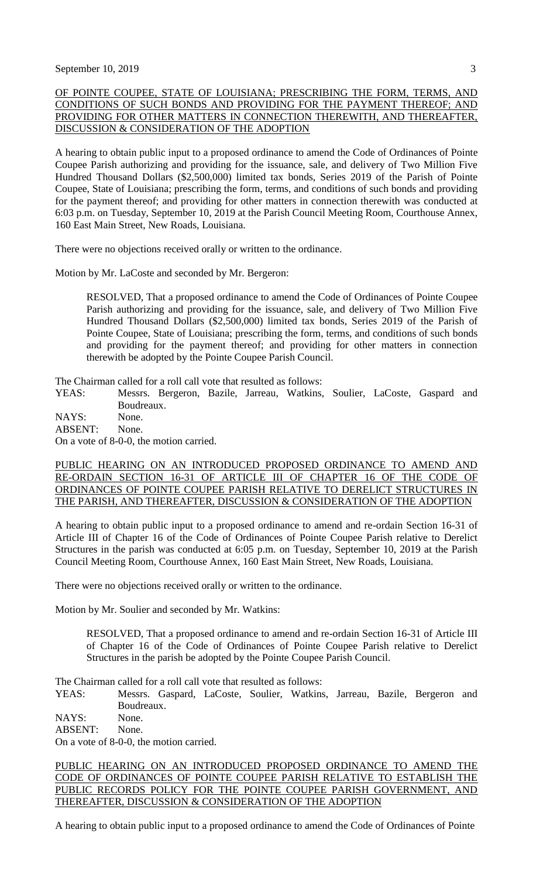OF POINTE COUPEE, STATE OF LOUISIANA; PRESCRIBING THE FORM, TERMS, AND CONDITIONS OF SUCH BONDS AND PROVIDING FOR THE PAYMENT THEREOF; AND PROVIDING FOR OTHER MATTERS IN CONNECTION THEREWITH, AND THEREAFTER, DISCUSSION & CONSIDERATION OF THE ADOPTION

A hearing to obtain public input to a proposed ordinance to amend the Code of Ordinances of Pointe Coupee Parish authorizing and providing for the issuance, sale, and delivery of Two Million Five Hundred Thousand Dollars ($2,500,000) limited tax bonds, Series 2019 of the Parish of Pointe Coupee, State of Louisiana; prescribing the form, terms, and conditions of such bonds and providing for the payment thereof; and providing for other matters in connection therewith was conducted at 6:03 p.m. on Tuesday, September 10, 2019 at the Parish Council Meeting Room, Courthouse Annex, 160 East Main Street, New Roads, Louisiana.

There were no objections received orally or written to the ordinance.

Motion by Mr. LaCoste and seconded by Mr. Bergeron:

> RESOLVED, That a proposed ordinance to amend the Code of Ordinances of Pointe Coupee Parish authorizing and providing for the issuance, sale, and delivery of Two Million Five Hundred Thousand Dollars ($2,500,000) limited tax bonds, Series 2019 of the Parish of Pointe Coupee, State of Louisiana; prescribing the form, terms, and conditions of such bonds and providing for the payment thereof; and providing for other matters in connection therewith be adopted by the Pointe Coupee Parish Council.

The Chairman called for a roll call vote that resulted as follows:

YEAS: Messrs. Bergeron, Bazile, Jarreau, Watkins, Soulier, LaCoste, Gaspard and Boudreaux.
NAYS: None.
ABSENT: None.

On a vote of 8-0-0, the motion carried.

PUBLIC HEARING ON AN INTRODUCED PROPOSED ORDINANCE TO AMEND AND RE-ORDAIN SECTION 16-31 OF ARTICLE III OF CHAPTER 16 OF THE CODE OF ORDINANCES OF POINTE COUPEE PARISH RELATIVE TO DERELICT STRUCTURES IN THE PARISH, AND THEREAFTER, DISCUSSION & CONSIDERATION OF THE ADOPTION

A hearing to obtain public input to a proposed ordinance to amend and re-ordain Section 16-31 of Article III of Chapter 16 of the Code of Ordinances of Pointe Coupee Parish relative to Derelict Structures in the parish was conducted at 6:05 p.m. on Tuesday, September 10, 2019 at the Parish Council Meeting Room, Courthouse Annex, 160 East Main Street, New Roads, Louisiana.

There were no objections received orally or written to the ordinance.

Motion by Mr. Soulier and seconded by Mr. Watkins:

> RESOLVED, That a proposed ordinance to amend and re-ordain Section 16-31 of Article III of Chapter 16 of the Code of Ordinances of Pointe Coupee Parish relative to Derelict Structures in the parish be adopted by the Pointe Coupee Parish Council.

The Chairman called for a roll call vote that resulted as follows:

YEAS: Messrs. Gaspard, LaCoste, Soulier, Watkins, Jarreau, Bazile, Bergeron and Boudreaux.
NAYS: None.
ABSENT: None.

On a vote of 8-0-0, the motion carried.

PUBLIC HEARING ON AN INTRODUCED PROPOSED ORDINANCE TO AMEND THE CODE OF ORDINANCES OF POINTE COUPEE PARISH RELATIVE TO ESTABLISH THE PUBLIC RECORDS POLICY FOR THE POINTE COUPEE PARISH GOVERNMENT, AND THEREAFTER, DISCUSSION & CONSIDERATION OF THE ADOPTION

A hearing to obtain public input to a proposed ordinance to amend the Code of Ordinances of Pointe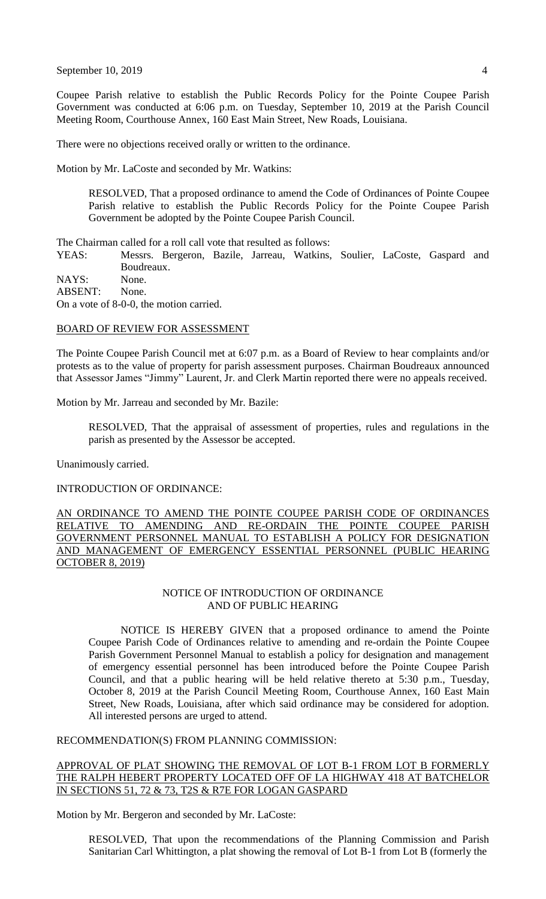Coupee Parish relative to establish the Public Records Policy for the Pointe Coupee Parish Government was conducted at 6:06 p.m. on Tuesday, September 10, 2019 at the Parish Council Meeting Room, Courthouse Annex, 160 East Main Street, New Roads, Louisiana.

There were no objections received orally or written to the ordinance.

Motion by Mr. LaCoste and seconded by Mr. Watkins:

> RESOLVED, That a proposed ordinance to amend the Code of Ordinances of Pointe Coupee Parish relative to establish the Public Records Policy for the Pointe Coupee Parish Government be adopted by the Pointe Coupee Parish Council.

The Chairman called for a roll call vote that resulted as follows:

YEAS: Messrs. Bergeron, Bazile, Jarreau, Watkins, Soulier, LaCoste, Gaspard and Boudreaux.
NAYS: None.
ABSENT: None.
On a vote of 8-0-0, the motion carried.

BOARD OF REVIEW FOR ASSESSMENT

The Pointe Coupee Parish Council met at 6:07 p.m. as a Board of Review to hear complaints and/or protests as to the value of property for parish assessment purposes. Chairman Boudreaux announced that Assessor James "Jimmy" Laurent, Jr. and Clerk Martin reported there were no appeals received.

Motion by Mr. Jarreau and seconded by Mr. Bazile:

> RESOLVED, That the appraisal of assessment of properties, rules and regulations in the parish as presented by the Assessor be accepted.

Unanimously carried.

INTRODUCTION OF ORDINANCE:

AN ORDINANCE TO AMEND THE POINTE COUPEE PARISH CODE OF ORDINANCES RELATIVE TO AMENDING AND RE-ORDAIN THE POINTE COUPEE PARISH GOVERNMENT PERSONNEL MANUAL TO ESTABLISH A POLICY FOR DESIGNATION AND MANAGEMENT OF EMERGENCY ESSENTIAL PERSONNEL (PUBLIC HEARING OCTOBER 8, 2019)

NOTICE OF INTRODUCTION OF ORDINANCE
AND OF PUBLIC HEARING

> NOTICE IS HEREBY GIVEN that a proposed ordinance to amend the Pointe Coupee Parish Code of Ordinances relative to amending and re-ordain the Pointe Coupee Parish Government Personnel Manual to establish a policy for designation and management of emergency essential personnel has been introduced before the Pointe Coupee Parish Council, and that a public hearing will be held relative thereto at 5:30 p.m., Tuesday, October 8, 2019 at the Parish Council Meeting Room, Courthouse Annex, 160 East Main Street, New Roads, Louisiana, after which said ordinance may be considered for adoption. All interested persons are urged to attend.

RECOMMENDATION(S) FROM PLANNING COMMISSION:

APPROVAL OF PLAT SHOWING THE REMOVAL OF LOT B-1 FROM LOT B FORMERLY THE RALPH HEBERT PROPERTY LOCATED OFF OF LA HIGHWAY 418 AT BATCHELOR IN SECTIONS 51, 72 & 73, T2S & R7E FOR LOGAN GASPARD

Motion by Mr. Bergeron and seconded by Mr. LaCoste:

> RESOLVED, That upon the recommendations of the Planning Commission and Parish Sanitarian Carl Whittington, a plat showing the removal of Lot B-1 from Lot B (formerly the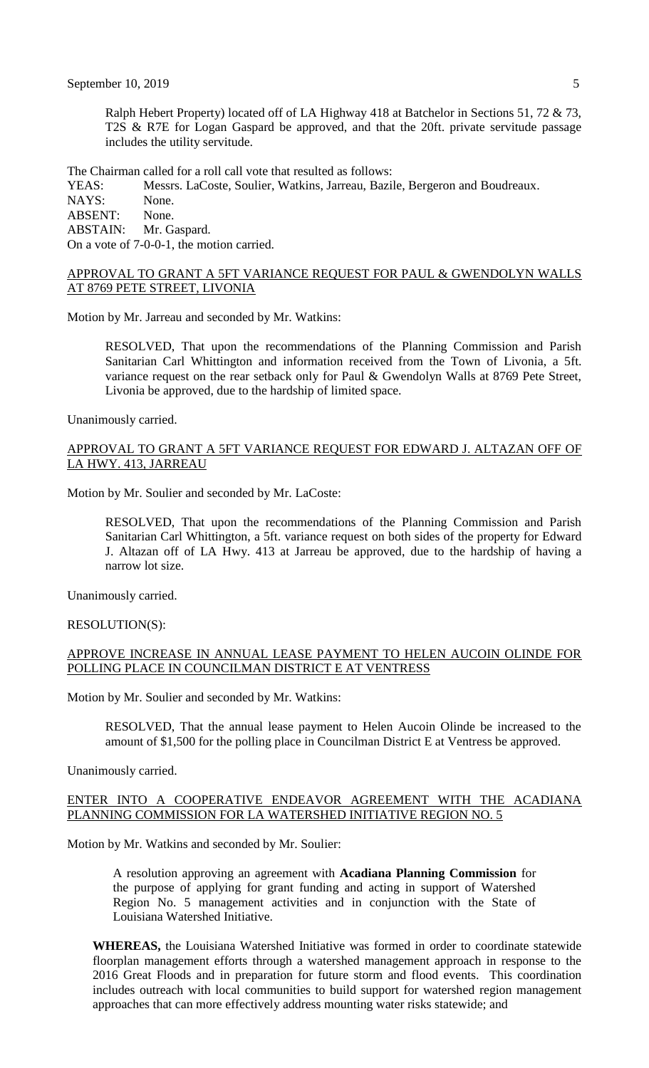Ralph Hebert Property) located off of LA Highway 418 at Batchelor in Sections 51, 72 & 73, T2S & R7E for Logan Gaspard be approved, and that the 20ft. private servitude passage includes the utility servitude.

The Chairman called for a roll call vote that resulted as follows:

YEAS: Messrs. LaCoste, Soulier, Watkins, Jarreau, Bazile, Bergeron and Boudreaux.
NAYS: None.
ABSENT: None.
ABSTAIN: Mr. Gaspard.
On a vote of 7-0-0-1, the motion carried.

APPROVAL TO GRANT A 5FT VARIANCE REQUEST FOR PAUL & GWENDOLYN WALLS AT 8769 PETE STREET, LIVONIA

Motion by Mr. Jarreau and seconded by Mr. Watkins:

> RESOLVED, That upon the recommendations of the Planning Commission and Parish Sanitarian Carl Whittington and information received from the Town of Livonia, a 5ft. variance request on the rear setback only for Paul & Gwendolyn Walls at 8769 Pete Street, Livonia be approved, due to the hardship of limited space.

Unanimously carried.

APPROVAL TO GRANT A 5FT VARIANCE REQUEST FOR EDWARD J. ALTAZAN OFF OF LA HWY. 413, JARREAU

Motion by Mr. Soulier and seconded by Mr. LaCoste:

> RESOLVED, That upon the recommendations of the Planning Commission and Parish Sanitarian Carl Whittington, a 5ft. variance request on both sides of the property for Edward J. Altazan off of LA Hwy. 413 at Jarreau be approved, due to the hardship of having a narrow lot size.

Unanimously carried.

RESOLUTION(S):

APPROVE INCREASE IN ANNUAL LEASE PAYMENT TO HELEN AUCOIN OLINDE FOR POLLING PLACE IN COUNCILMAN DISTRICT E AT VENTRESS

Motion by Mr. Soulier and seconded by Mr. Watkins:

> RESOLVED, That the annual lease payment to Helen Aucoin Olinde be increased to the amount of $1,500 for the polling place in Councilman District E at Ventress be approved.

Unanimously carried.

ENTER INTO A COOPERATIVE ENDEAVOR AGREEMENT WITH THE ACADIANA PLANNING COMMISSION FOR LA WATERSHED INITIATIVE REGION NO. 5

Motion by Mr. Watkins and seconded by Mr. Soulier:

> A resolution approving an agreement with **Acadiana Planning Commission** for the purpose of applying for grant funding and acting in support of Watershed Region No. 5 management activities and in conjunction with the State of Louisiana Watershed Initiative.

**WHEREAS,** the Louisiana Watershed Initiative was formed in order to coordinate statewide floorplan management efforts through a watershed management approach in response to the 2016 Great Floods and in preparation for future storm and flood events. This coordination includes outreach with local communities to build support for watershed region management approaches that can more effectively address mounting water risks statewide; and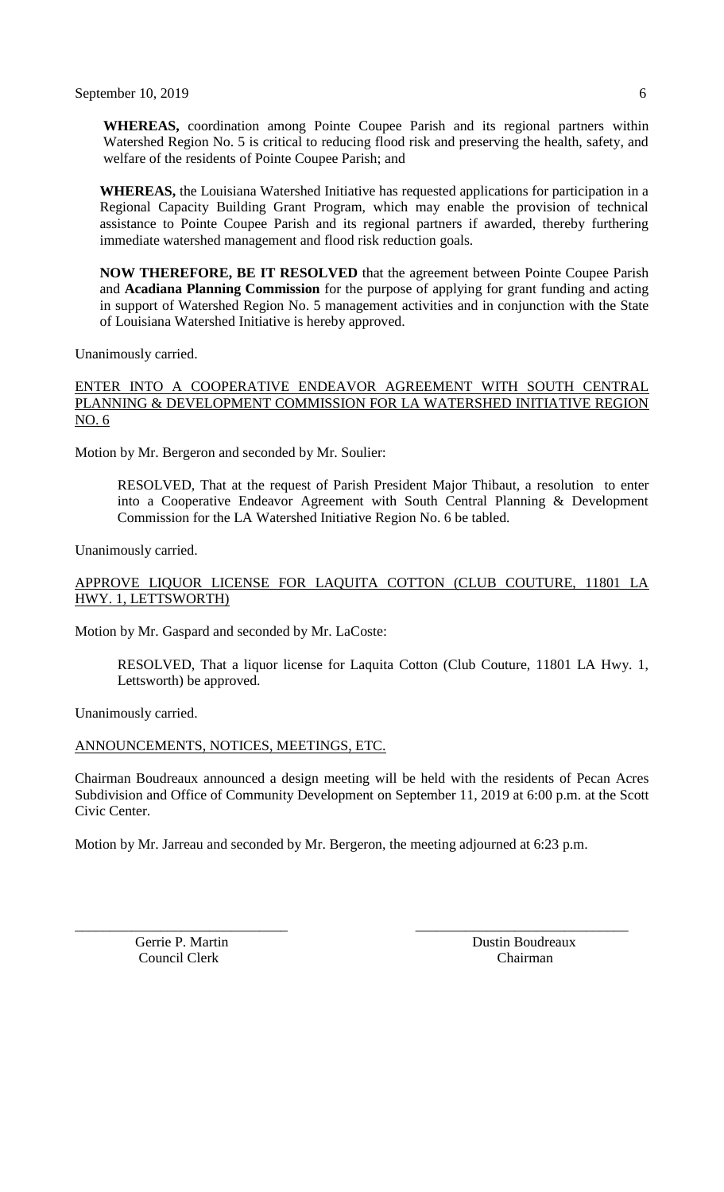**WHEREAS,** coordination among Pointe Coupee Parish and its regional partners within Watershed Region No. 5 is critical to reducing flood risk and preserving the health, safety, and welfare of the residents of Pointe Coupee Parish; and

**WHEREAS,** the Louisiana Watershed Initiative has requested applications for participation in a Regional Capacity Building Grant Program, which may enable the provision of technical assistance to Pointe Coupee Parish and its regional partners if awarded, thereby furthering immediate watershed management and flood risk reduction goals.

**NOW THEREFORE, BE IT RESOLVED** that the agreement between Pointe Coupee Parish and **Acadiana Planning Commission** for the purpose of applying for grant funding and acting in support of Watershed Region No. 5 management activities and in conjunction with the State of Louisiana Watershed Initiative is hereby approved.

Unanimously carried.

ENTER INTO A COOPERATIVE ENDEAVOR AGREEMENT WITH SOUTH CENTRAL PLANNING & DEVELOPMENT COMMISSION FOR LA WATERSHED INITIATIVE REGION NO. 6

Motion by Mr. Bergeron and seconded by Mr. Soulier:

> RESOLVED, That at the request of Parish President Major Thibaut, a resolution to enter into a Cooperative Endeavor Agreement with South Central Planning & Development Commission for the LA Watershed Initiative Region No. 6 be tabled.

Unanimously carried.

APPROVE LIQUOR LICENSE FOR LAQUITA COTTON (CLUB COUTURE, 11801 LA HWY. 1, LETTSWORTH)

Motion by Mr. Gaspard and seconded by Mr. LaCoste:

> RESOLVED, That a liquor license for Laquita Cotton (Club Couture, 11801 LA Hwy. 1, Lettsworth) be approved.

Unanimously carried.

ANNOUNCEMENTS, NOTICES, MEETINGS, ETC.

Chairman Boudreaux announced a design meeting will be held with the residents of Pecan Acres Subdivision and Office of Community Development on September 11, 2019 at 6:00 p.m. at the Scott Civic Center.

Motion by Mr. Jarreau and seconded by Mr. Bergeron, the meeting adjourned at 6:23 p.m.

| | |
|---|---|
| \_\_\_\_\_\_\_\_\_\_\_\_\_\_\_\_\_\_\_\_\_\_\_\_\_\_\_\_\_\_ | \_\_\_\_\_\_\_\_\_\_\_\_\_\_\_\_\_\_\_\_\_\_\_\_\_\_\_\_\_\_ |
| Gerrie P. Martin | Dustin Boudreaux |
| Council Clerk | Chairman |